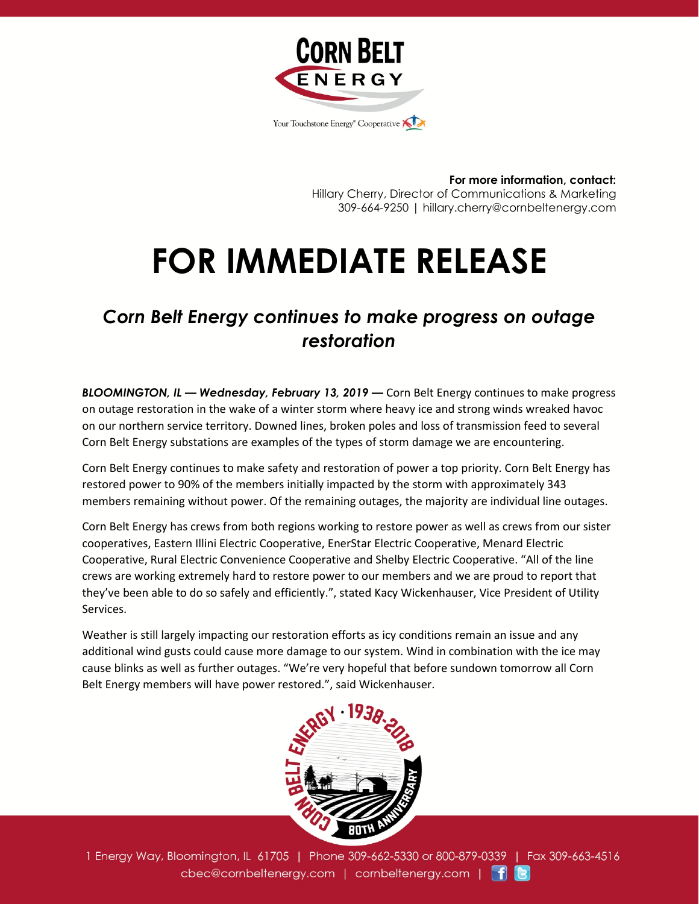**For more information, contact:**
Hillary Cherry, Director of Communications & Marketing
309-664-9250 | hillary.cherry@cornbeltenergy.com

# FOR IMMEDIATE RELEASE

## *Corn Belt Energy continues to make progress on outage restoration*

***BLOOMINGTON, IL — Wednesday, February 13, 2019 —*** Corn Belt Energy continues to make progress on outage restoration in the wake of a winter storm where heavy ice and strong winds wreaked havoc on our northern service territory. Downed lines, broken poles and loss of transmission feed to several Corn Belt Energy substations are examples of the types of storm damage we are encountering.

Corn Belt Energy continues to make safety and restoration of power a top priority. Corn Belt Energy has restored power to 90% of the members initially impacted by the storm with approximately 343 members remaining without power. Of the remaining outages, the majority are individual line outages.

Corn Belt Energy has crews from both regions working to restore power as well as crews from our sister cooperatives, Eastern Illini Electric Cooperative, EnerStar Electric Cooperative, Menard Electric Cooperative, Rural Electric Convenience Cooperative and Shelby Electric Cooperative. "All of the line crews are working extremely hard to restore power to our members and we are proud to report that they've been able to do so safely and efficiently.", stated Kacy Wickenhauser, Vice President of Utility Services.

Weather is still largely impacting our restoration efforts as icy conditions remain an issue and any additional wind gusts could cause more damage to our system. Wind in combination with the ice may cause blinks as well as further outages. "We're very hopeful that before sundown tomorrow all Corn Belt Energy members will have power restored.", said Wickenhauser.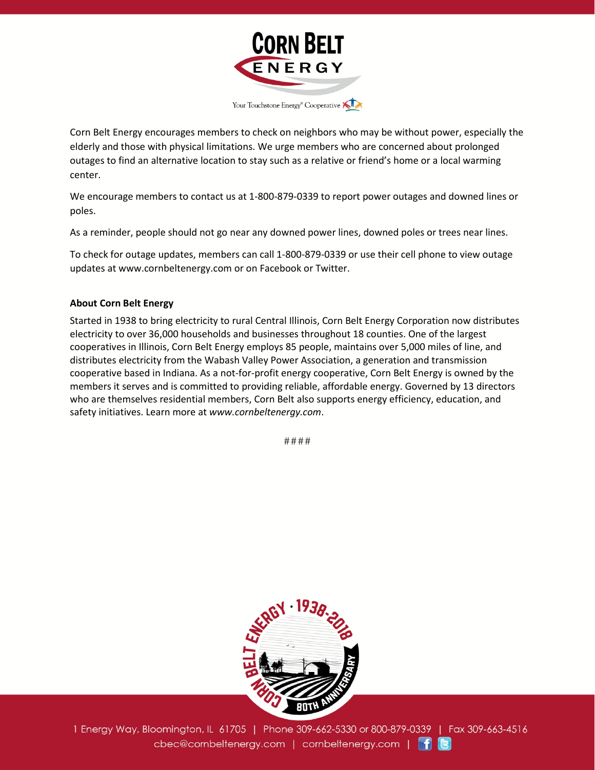Corn Belt Energy encourages members to check on neighbors who may be without power, especially the elderly and those with physical limitations. We urge members who are concerned about prolonged outages to find an alternative location to stay such as a relative or friend's home or a local warming center.

We encourage members to contact us at 1-800-879-0339 to report power outages and downed lines or poles.

As a reminder, people should not go near any downed power lines, downed poles or trees near lines.

To check for outage updates, members can call 1-800-879-0339 or use their cell phone to view outage updates at www.cornbeltenergy.com or on Facebook or Twitter.

**About Corn Belt Energy**

Started in 1938 to bring electricity to rural Central Illinois, Corn Belt Energy Corporation now distributes electricity to over 36,000 households and businesses throughout 18 counties. One of the largest cooperatives in Illinois, Corn Belt Energy employs 85 people, maintains over 5,000 miles of line, and distributes electricity from the Wabash Valley Power Association, a generation and transmission cooperative based in Indiana. As a not-for-profit energy cooperative, Corn Belt Energy is owned by the members it serves and is committed to providing reliable, affordable energy. Governed by 13 directors who are themselves residential members, Corn Belt also supports energy efficiency, education, and safety initiatives. Learn more at *www.cornbeltenergy.com*.

####

1 Energy Way, Bloomington, IL 61705 | Phone 309-662-5330 or 800-879-0339 | Fax 309-663-4516
cbec@cornbeltenergy.com | cornbeltenergy.com